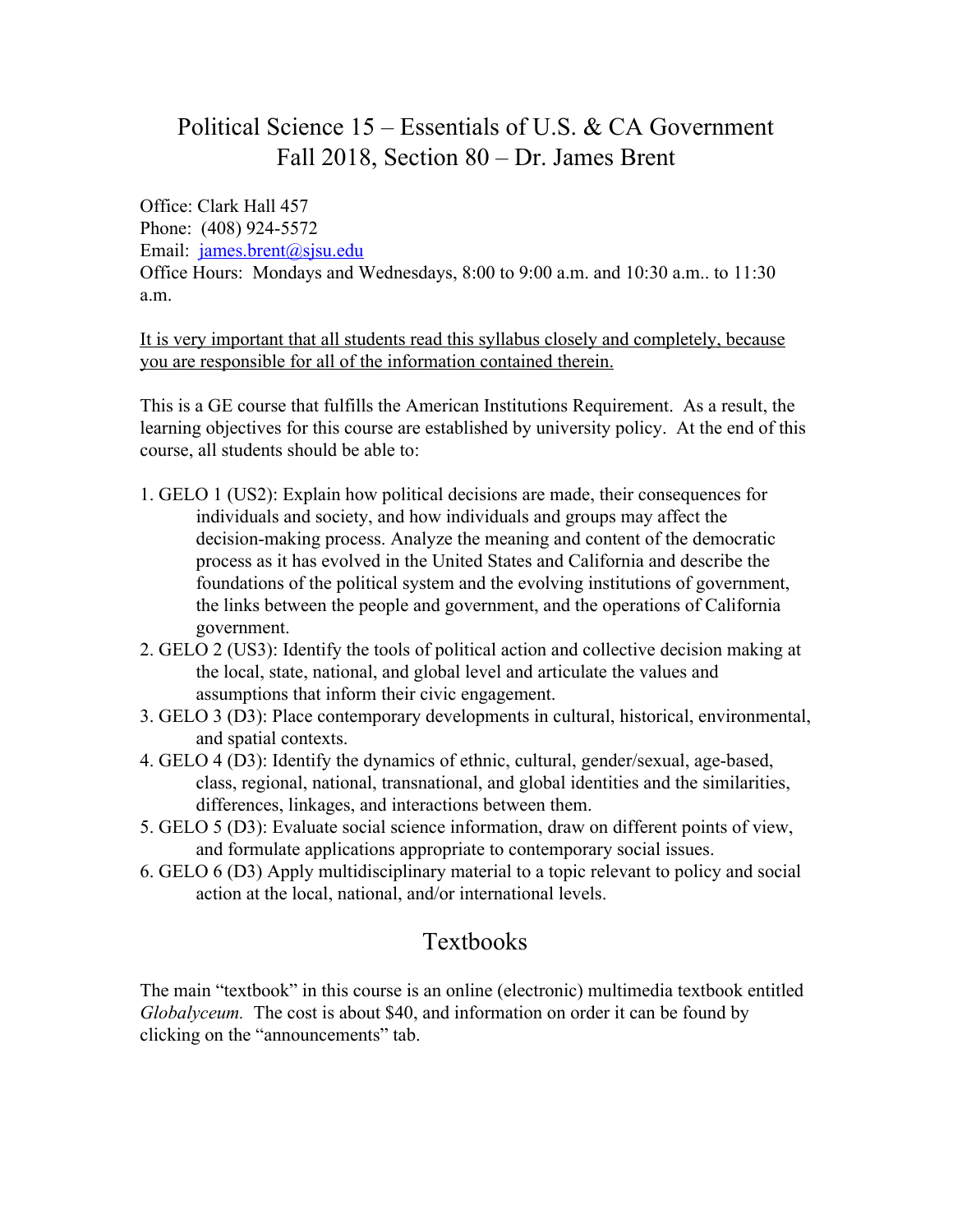# Political Science 15 – Essentials of U.S. & CA Government
# Fall 2018, Section 80 – Dr. James Brent

Office: Clark Hall 457
Phone: (408) 924-5572
Email: [james.brent@sjsu.edu](mailto:james.brent@sjsu.edu)
Office Hours: Mondays and Wednesdays, 8:00 to 9:00 a.m. and 10:30 a.m.. to 11:30 a.m.

<u>It is very important that all students read this syllabus closely and completely, because you are responsible for all of the information contained therein.</u>

This is a GE course that fulfills the American Institutions Requirement. As a result, the learning objectives for this course are established by university policy. At the end of this course, all students should be able to:

1. GELO 1 (US2): Explain how political decisions are made, their consequences for individuals and society, and how individuals and groups may affect the decision-making process. Analyze the meaning and content of the democratic process as it has evolved in the United States and California and describe the foundations of the political system and the evolving institutions of government, the links between the people and government, and the operations of California government.
2. GELO 2 (US3): Identify the tools of political action and collective decision making at the local, state, national, and global level and articulate the values and assumptions that inform their civic engagement.
3. GELO 3 (D3): Place contemporary developments in cultural, historical, environmental, and spatial contexts.
4. GELO 4 (D3): Identify the dynamics of ethnic, cultural, gender/sexual, age-based, class, regional, national, transnational, and global identities and the similarities, differences, linkages, and interactions between them.
5. GELO 5 (D3): Evaluate social science information, draw on different points of view, and formulate applications appropriate to contemporary social issues.
6. GELO 6 (D3) Apply multidisciplinary material to a topic relevant to policy and social action at the local, national, and/or international levels.

## Textbooks

The main "textbook" in this course is an online (electronic) multimedia textbook entitled *Globalyceum.* The cost is about $40, and information on order it can be found by clicking on the "announcements" tab.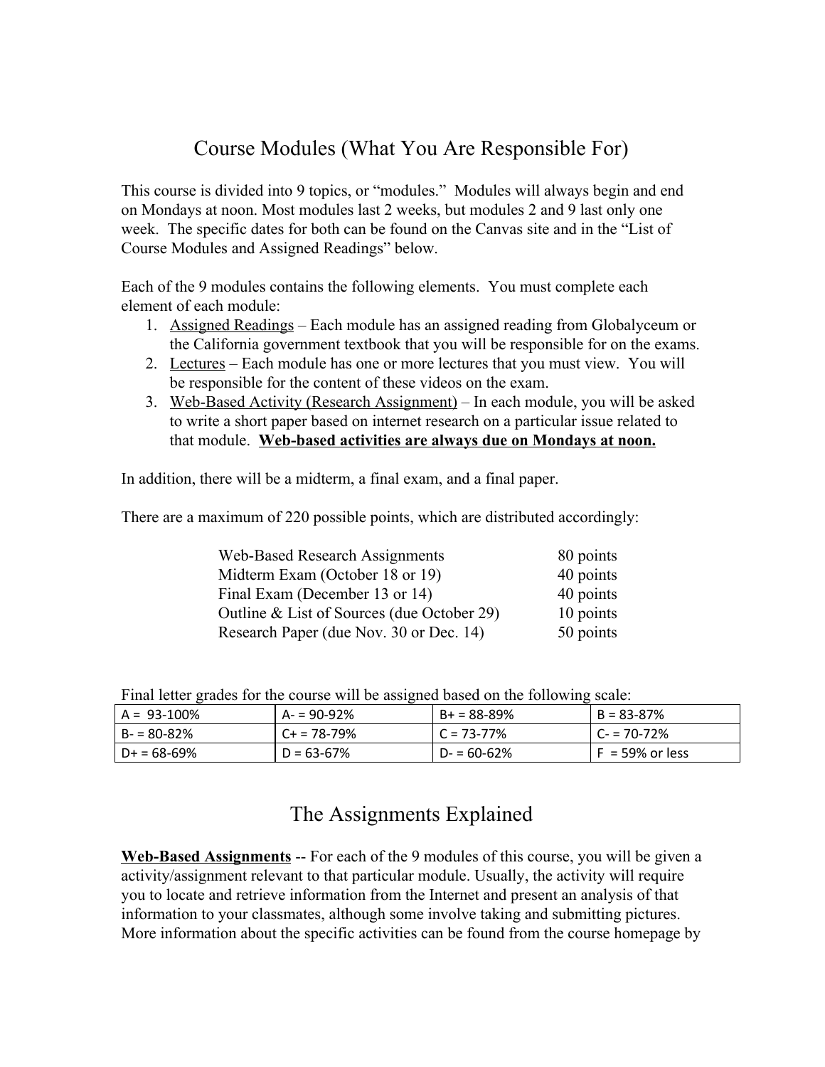# Course Modules (What You Are Responsible For)

This course is divided into 9 topics, or "modules." Modules will always begin and end on Mondays at noon. Most modules last 2 weeks, but modules 2 and 9 last only one week. The specific dates for both can be found on the Canvas site and in the "List of Course Modules and Assigned Readings" below.

Each of the 9 modules contains the following elements. You must complete each element of each module:

1. Assigned Readings – Each module has an assigned reading from Globalyceum or the California government textbook that you will be responsible for on the exams.
2. Lectures – Each module has one or more lectures that you must view. You will be responsible for the content of these videos on the exam.
3. Web-Based Activity (Research Assignment) – In each module, you will be asked to write a short paper based on internet research on a particular issue related to that module. **Web-based activities are always due on Mondays at noon.**

In addition, there will be a midterm, a final exam, and a final paper.

There are a maximum of 220 possible points, which are distributed accordingly:

| | |
|---|---|
| Web-Based Research Assignments | 80 points |
| Midterm Exam (October 18 or 19) | 40 points |
| Final Exam (December 13 or 14) | 40 points |
| Outline & List of Sources (due October 29) | 10 points |
| Research Paper (due Nov. 30 or Dec. 14) | 50 points |

Final letter grades for the course will be assigned based on the following scale:

| | | | |
|---|---|---|---|
| A = 93-100% | A- = 90-92% | B+ = 88-89% | B = 83-87% |
| B- = 80-82% | C+ = 78-79% | C = 73-77% | C- = 70-72% |
| D+ = 68-69% | D = 63-67% | D- = 60-62% | F = 59% or less |

# The Assignments Explained

**Web-Based Assignments** -- For each of the 9 modules of this course, you will be given a activity/assignment relevant to that particular module. Usually, the activity will require you to locate and retrieve information from the Internet and present an analysis of that information to your classmates, although some involve taking and submitting pictures. More information about the specific activities can be found from the course homepage by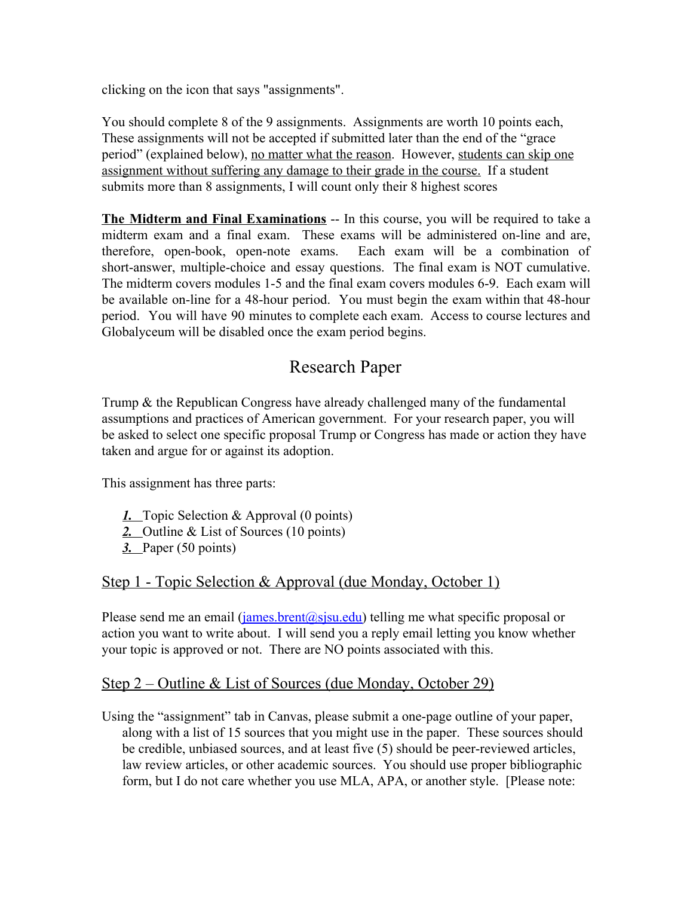clicking on the icon that says "assignments".

You should complete 8 of the 9 assignments. Assignments are worth 10 points each, These assignments will not be accepted if submitted later than the end of the "grace period" (explained below), <u>no matter what the reason</u>. However, <u>students can skip one assignment without suffering any damage to their grade in the course.</u> If a student submits more than 8 assignments, I will count only their 8 highest scores

**<u>The Midterm and Final Examinations</u>** -- In this course, you will be required to take a midterm exam and a final exam. These exams will be administered on-line and are, therefore, open-book, open-note exams. Each exam will be a combination of short-answer, multiple-choice and essay questions. The final exam is NOT cumulative. The midterm covers modules 1-5 and the final exam covers modules 6-9. Each exam will be available on-line for a 48-hour period. You must begin the exam within that 48-hour period. You will have 90 minutes to complete each exam. Access to course lectures and Globalyceum will be disabled once the exam period begins.

## Research Paper

Trump & the Republican Congress have already challenged many of the fundamental assumptions and practices of American government. For your research paper, you will be asked to select one specific proposal Trump or Congress has made or action they have taken and argue for or against its adoption.

This assignment has three parts:

1. Topic Selection & Approval (0 points)
2. Outline & List of Sources (10 points)
3. Paper (50 points)

### <u>Step 1 - Topic Selection & Approval (due Monday, October 1)</u>

Please send me an email (james.brent@sjsu.edu) telling me what specific proposal or action you want to write about. I will send you a reply email letting you know whether your topic is approved or not. There are NO points associated with this.

### <u>Step 2 – Outline & List of Sources (due Monday, October 29)</u>

Using the "assignment" tab in Canvas, please submit a one-page outline of your paper, along with a list of 15 sources that you might use in the paper. These sources should be credible, unbiased sources, and at least five (5) should be peer-reviewed articles, law review articles, or other academic sources. You should use proper bibliographic form, but I do not care whether you use MLA, APA, or another style. [Please note: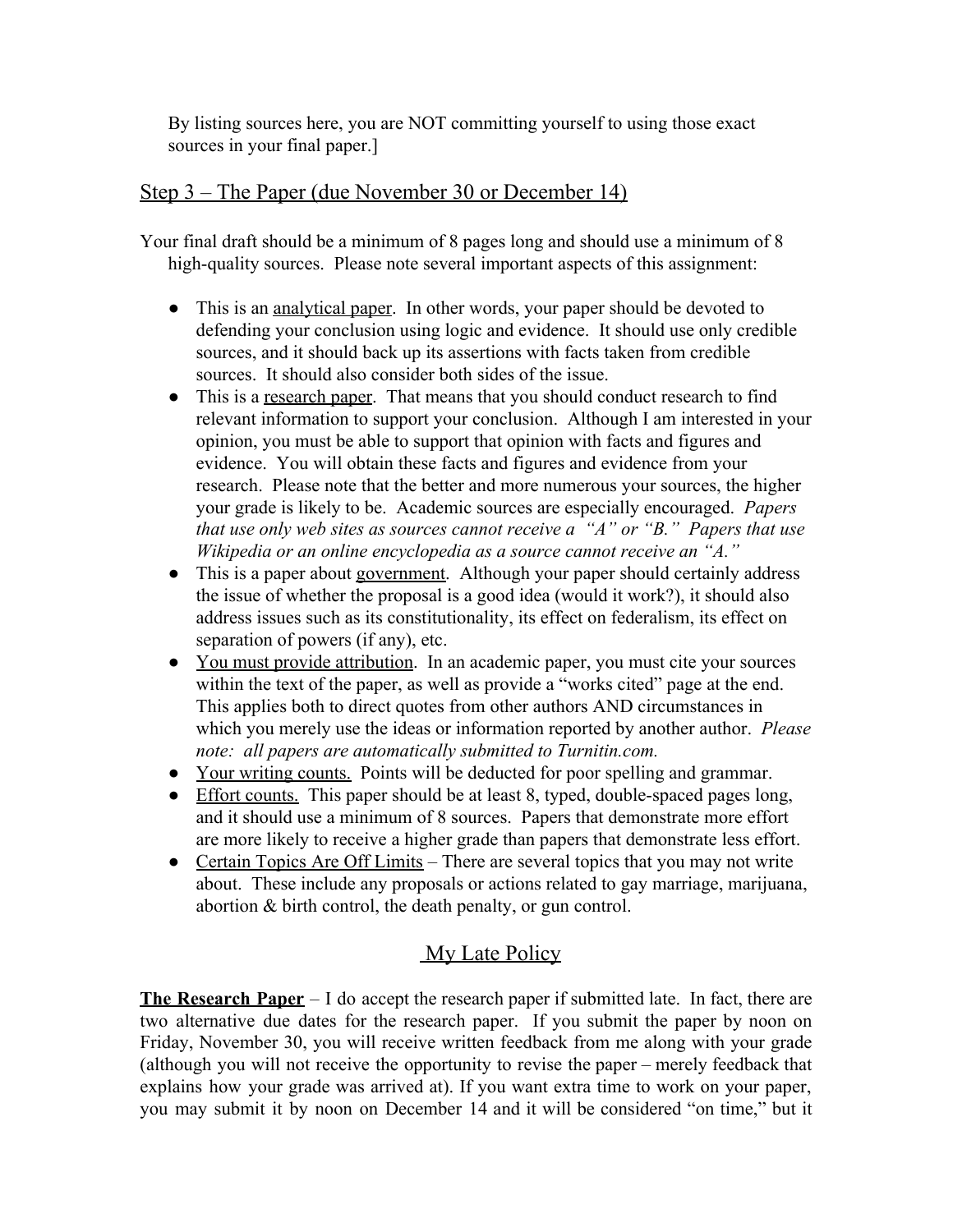By listing sources here, you are NOT committing yourself to using those exact sources in your final paper.]

## Step 3 – The Paper (due November 30 or December 14)

Your final draft should be a minimum of 8 pages long and should use a minimum of 8 high-quality sources. Please note several important aspects of this assignment:

- This is an analytical paper. In other words, your paper should be devoted to defending your conclusion using logic and evidence. It should use only credible sources, and it should back up its assertions with facts taken from credible sources. It should also consider both sides of the issue.
- This is a research paper. That means that you should conduct research to find relevant information to support your conclusion. Although I am interested in your opinion, you must be able to support that opinion with facts and figures and evidence. You will obtain these facts and figures and evidence from your research. Please note that the better and more numerous your sources, the higher your grade is likely to be. Academic sources are especially encouraged. *Papers that use only web sites as sources cannot receive a "A" or "B." Papers that use Wikipedia or an online encyclopedia as a source cannot receive an "A."*
- This is a paper about government. Although your paper should certainly address the issue of whether the proposal is a good idea (would it work?), it should also address issues such as its constitutionality, its effect on federalism, its effect on separation of powers (if any), etc.
- You must provide attribution. In an academic paper, you must cite your sources within the text of the paper, as well as provide a "works cited" page at the end. This applies both to direct quotes from other authors AND circumstances in which you merely use the ideas or information reported by another author. *Please note: all papers are automatically submitted to Turnitin.com.*
- Your writing counts. Points will be deducted for poor spelling and grammar.
- Effort counts. This paper should be at least 8, typed, double-spaced pages long, and it should use a minimum of 8 sources. Papers that demonstrate more effort are more likely to receive a higher grade than papers that demonstrate less effort.
- Certain Topics Are Off Limits – There are several topics that you may not write about. These include any proposals or actions related to gay marriage, marijuana, abortion & birth control, the death penalty, or gun control.

## My Late Policy

**The Research Paper** – I do accept the research paper if submitted late. In fact, there are two alternative due dates for the research paper. If you submit the paper by noon on Friday, November 30, you will receive written feedback from me along with your grade (although you will not receive the opportunity to revise the paper – merely feedback that explains how your grade was arrived at). If you want extra time to work on your paper, you may submit it by noon on December 14 and it will be considered "on time," but it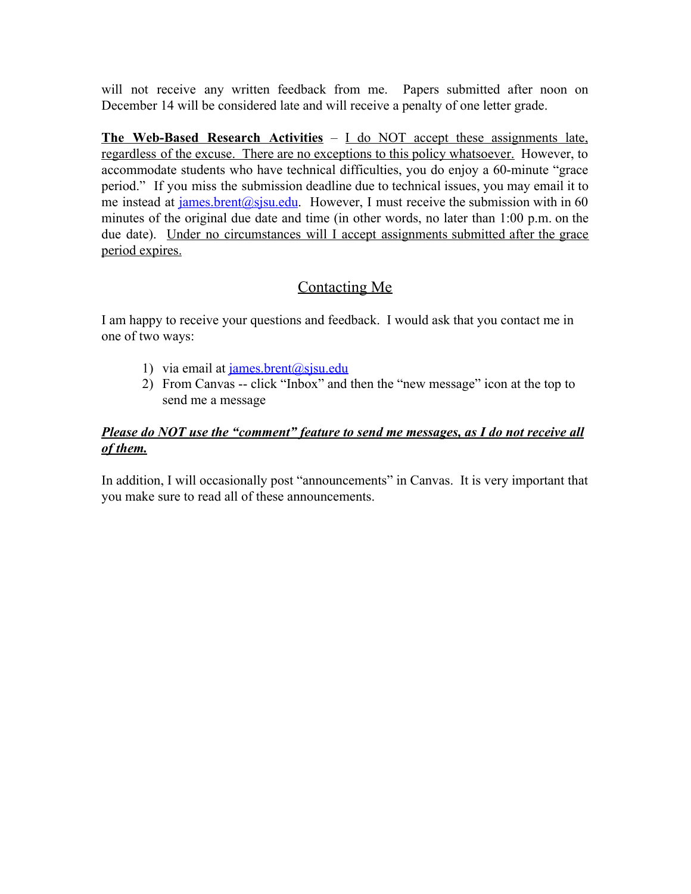will not receive any written feedback from me. Papers submitted after noon on December 14 will be considered late and will receive a penalty of one letter grade.

**The Web-Based Research Activities** – I do NOT accept these assignments late, regardless of the excuse. There are no exceptions to this policy whatsoever. However, to accommodate students who have technical difficulties, you do enjoy a 60-minute "grace period." If you miss the submission deadline due to technical issues, you may email it to me instead at james.brent@sjsu.edu. However, I must receive the submission with in 60 minutes of the original due date and time (in other words, no later than 1:00 p.m. on the due date). Under no circumstances will I accept assignments submitted after the grace period expires.

## Contacting Me

I am happy to receive your questions and feedback. I would ask that you contact me in one of two ways:

1) via email at james.brent@sjsu.edu
2) From Canvas -- click "Inbox" and then the "new message" icon at the top to send me a message

***Please do NOT use the "comment" feature to send me messages, as I do not receive all of them.***

In addition, I will occasionally post "announcements" in Canvas. It is very important that you make sure to read all of these announcements.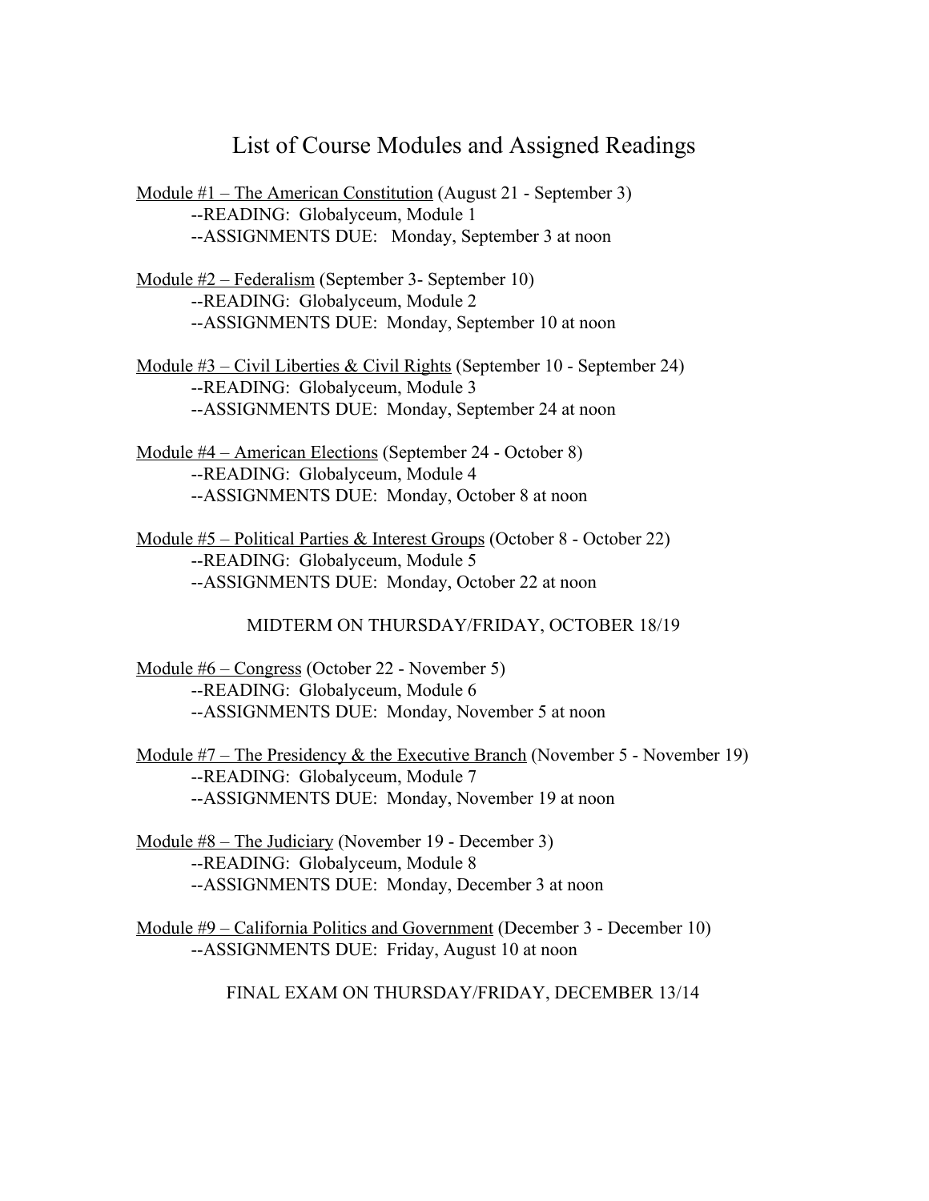# List of Course Modules and Assigned Readings

<u>Module #1 – The American Constitution</u> (August 21 - September 3)
--READING: Globalyceum, Module 1
--ASSIGNMENTS DUE: Monday, September 3 at noon

<u>Module #2 – Federalism</u> (September 3- September 10)
--READING: Globalyceum, Module 2
--ASSIGNMENTS DUE: Monday, September 10 at noon

<u>Module #3 – Civil Liberties & Civil Rights</u> (September 10 - September 24)
--READING: Globalyceum, Module 3
--ASSIGNMENTS DUE: Monday, September 24 at noon

<u>Module #4 – American Elections</u> (September 24 - October 8)
--READING: Globalyceum, Module 4
--ASSIGNMENTS DUE: Monday, October 8 at noon

<u>Module #5 – Political Parties & Interest Groups</u> (October 8 - October 22)
--READING: Globalyceum, Module 5
--ASSIGNMENTS DUE: Monday, October 22 at noon

MIDTERM ON THURSDAY/FRIDAY, OCTOBER 18/19

<u>Module #6 – Congress</u> (October 22 - November 5)
--READING: Globalyceum, Module 6
--ASSIGNMENTS DUE: Monday, November 5 at noon

<u>Module #7 – The Presidency & the Executive Branch</u> (November 5 - November 19)
--READING: Globalyceum, Module 7
--ASSIGNMENTS DUE: Monday, November 19 at noon

<u>Module #8 – The Judiciary</u> (November 19 - December 3)
--READING: Globalyceum, Module 8
--ASSIGNMENTS DUE: Monday, December 3 at noon

<u>Module #9 – California Politics and Government</u> (December 3 - December 10)
--ASSIGNMENTS DUE: Friday, August 10 at noon

FINAL EXAM ON THURSDAY/FRIDAY, DECEMBER 13/14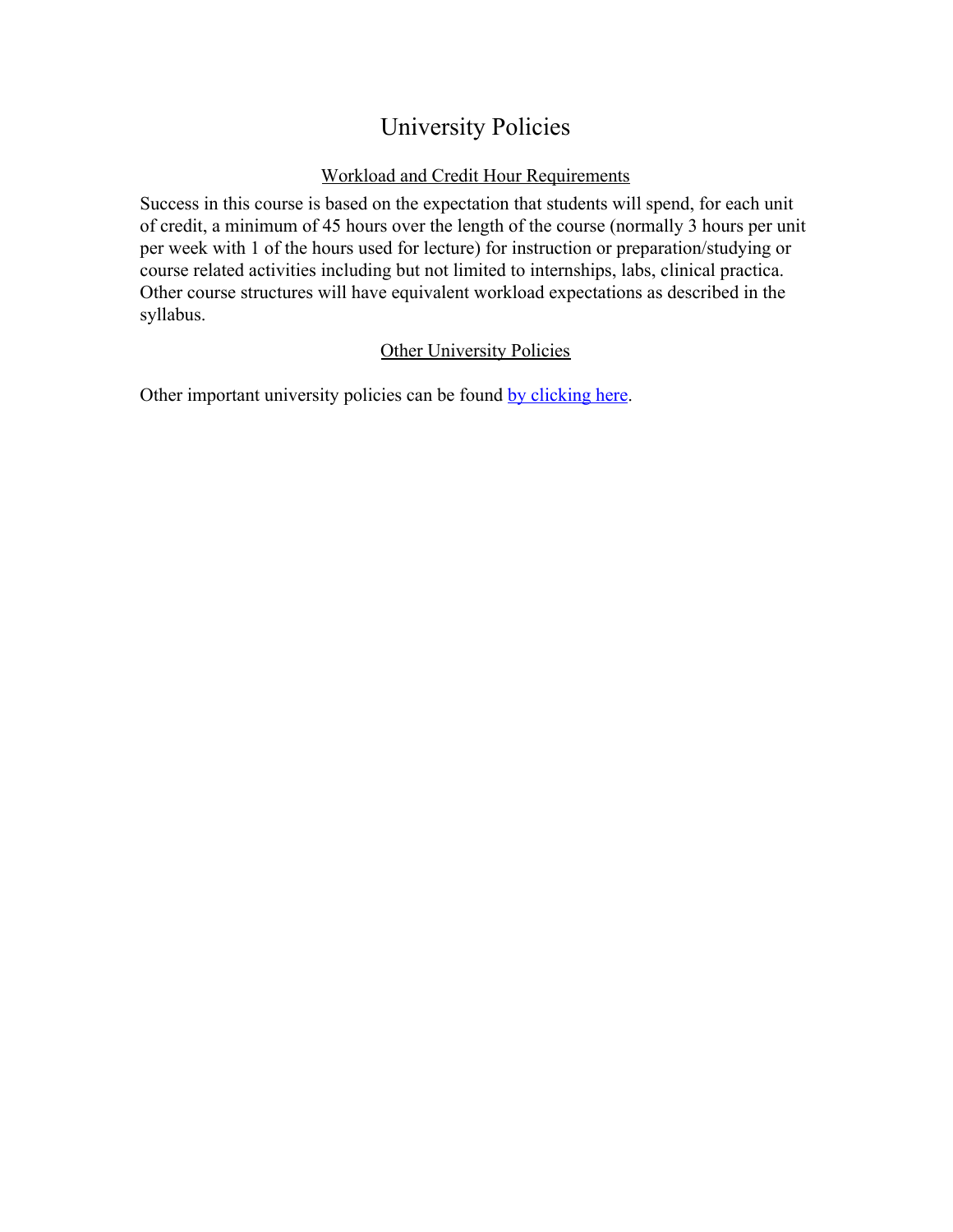# University Policies

## Workload and Credit Hour Requirements

Success in this course is based on the expectation that students will spend, for each unit of credit, a minimum of 45 hours over the length of the course (normally 3 hours per unit per week with 1 of the hours used for lecture) for instruction or preparation/studying or course related activities including but not limited to internships, labs, clinical practica. Other course structures will have equivalent workload expectations as described in the syllabus.

## Other University Policies

Other important university policies can be found by clicking here.